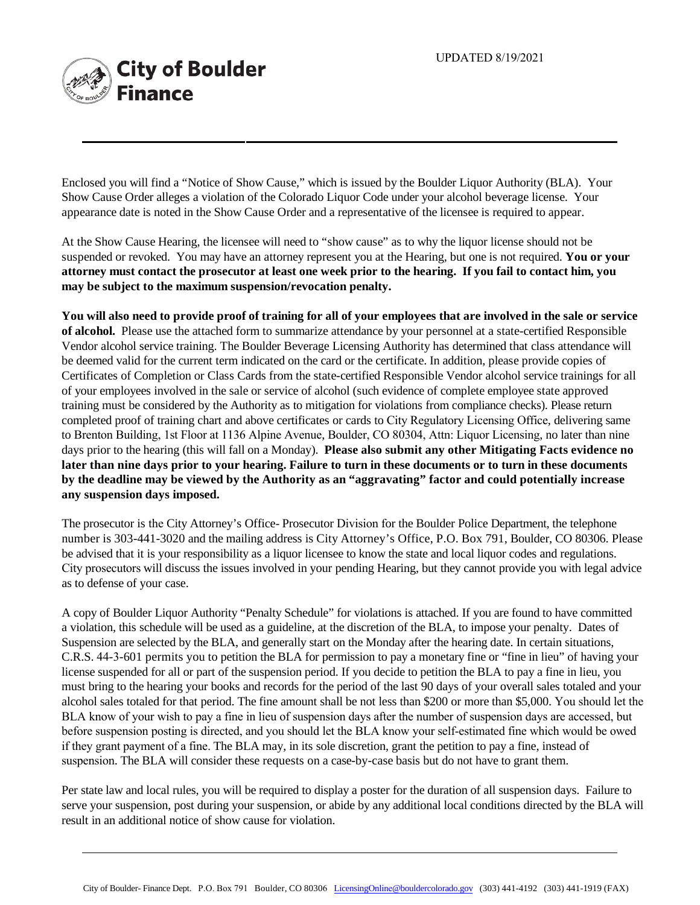UPDATED 8/19/2021

# City of Boulder Finance

Enclosed you will find a "Notice of Show Cause," which is issued by the Boulder Liquor Authority (BLA). Your Show Cause Order alleges a violation of the Colorado Liquor Code under your alcohol beverage license. Your appearance date is noted in the Show Cause Order and a representative of the licensee is required to appear.

At the Show Cause Hearing, the licensee will need to "show cause" as to why the liquor license should not be suspended or revoked. You may have an attorney represent you at the Hearing, but one is not required. **You or your attorney must contact the prosecutor at least one week prior to the hearing. If you fail to contact him, you may be subject to the maximum suspension/revocation penalty.**

**You will also need to provide proof of training for all of your employees that are involved in the sale or service of alcohol.** Please use the attached form to summarize attendance by your personnel at a state-certified Responsible Vendor alcohol service training. The Boulder Beverage Licensing Authority has determined that class attendance will be deemed valid for the current term indicated on the card or the certificate. In addition, please provide copies of Certificates of Completion or Class Cards from the state-certified Responsible Vendor alcohol service trainings for all of your employees involved in the sale or service of alcohol (such evidence of complete employee state approved training must be considered by the Authority as to mitigation for violations from compliance checks). Please return completed proof of training chart and above certificates or cards to City Regulatory Licensing Office, delivering same to Brenton Building, 1st Floor at 1136 Alpine Avenue, Boulder, CO 80304, Attn: Liquor Licensing, no later than nine days prior to the hearing (this will fall on a Monday). **Please also submit any other Mitigating Facts evidence no later than nine days prior to your hearing. Failure to turn in these documents or to turn in these documents by the deadline may be viewed by the Authority as an "aggravating" factor and could potentially increase any suspension days imposed.**

The prosecutor is the City Attorney's Office- Prosecutor Division for the Boulder Police Department, the telephone number is 303-441-3020 and the mailing address is City Attorney's Office, P.O. Box 791, Boulder, CO 80306. Please be advised that it is your responsibility as a liquor licensee to know the state and local liquor codes and regulations. City prosecutors will discuss the issues involved in your pending Hearing, but they cannot provide you with legal advice as to defense of your case.

A copy of Boulder Liquor Authority "Penalty Schedule" for violations is attached. If you are found to have committed a violation, this schedule will be used as a guideline, at the discretion of the BLA, to impose your penalty. Dates of Suspension are selected by the BLA, and generally start on the Monday after the hearing date. In certain situations, C.R.S. 44-3-601 permits you to petition the BLA for permission to pay a monetary fine or "fine in lieu" of having your license suspended for all or part of the suspension period. If you decide to petition the BLA to pay a fine in lieu, you must bring to the hearing your books and records for the period of the last 90 days of your overall sales totaled and your alcohol sales totaled for that period. The fine amount shall be not less than $200 or more than $5,000. You should let the BLA know of your wish to pay a fine in lieu of suspension days after the number of suspension days are accessed, but before suspension posting is directed, and you should let the BLA know your self-estimated fine which would be owed if they grant payment of a fine. The BLA may, in its sole discretion, grant the petition to pay a fine, instead of suspension. The BLA will consider these requests on a case-by-case basis but do not have to grant them.

Per state law and local rules, you will be required to display a poster for the duration of all suspension days. Failure to serve your suspension, post during your suspension, or abide by any additional local conditions directed by the BLA will result in an additional notice of show cause for violation.

City of Boulder- Finance Dept. P.O. Box 791 Boulder, CO 80306 LicensingOnline@bouldercolorado.gov (303) 441-4192 (303) 441-1919 (FAX)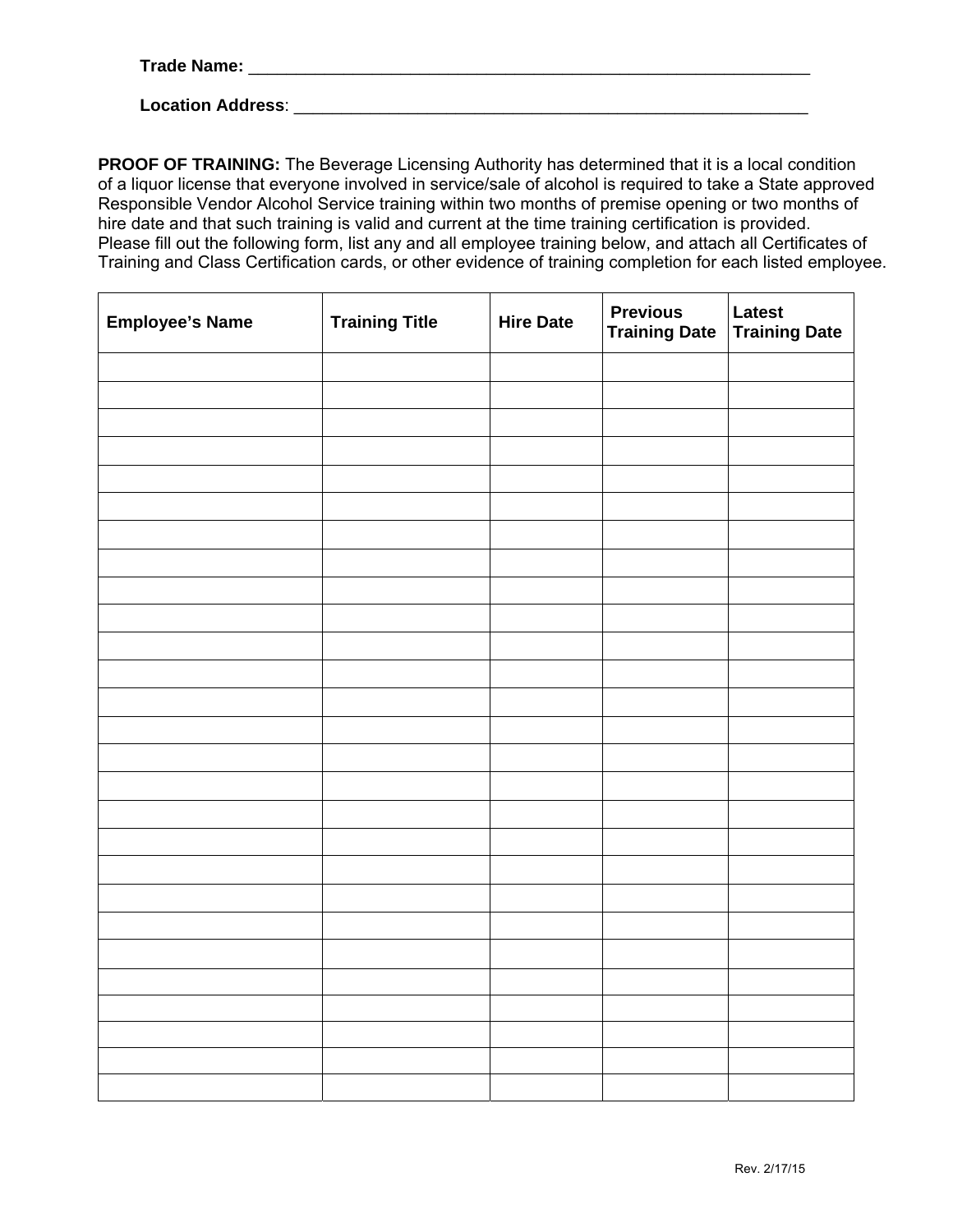**Trade Name:** ___________________________________________________________

**Location Address**: ______________________________________________________

**PROOF OF TRAINING:** The Beverage Licensing Authority has determined that it is a local condition of a liquor license that everyone involved in service/sale of alcohol is required to take a State approved Responsible Vendor Alcohol Service training within two months of premise opening or two months of hire date and that such training is valid and current at the time training certification is provided. Please fill out the following form, list any and all employee training below, and attach all Certificates of Training and Class Certification cards, or other evidence of training completion for each listed employee.

| Employee's Name | Training Title | Hire Date | Previous Training Date | Latest Training Date |
|---|---|---|---|---|
| | | | | |
| | | | | |
| | | | | |
| | | | | |
| | | | | |
| | | | | |
| | | | | |
| | | | | |
| | | | | |
| | | | | |
| | | | | |
| | | | | |
| | | | | |
| | | | | |
| | | | | |
| | | | | |
| | | | | |
| | | | | |
| | | | | |
| | | | | |
| | | | | |
| | | | | |
| | | | | |
| | | | | |
| | | | | |
| | | | | |
| | | | | |

Rev. 2/17/15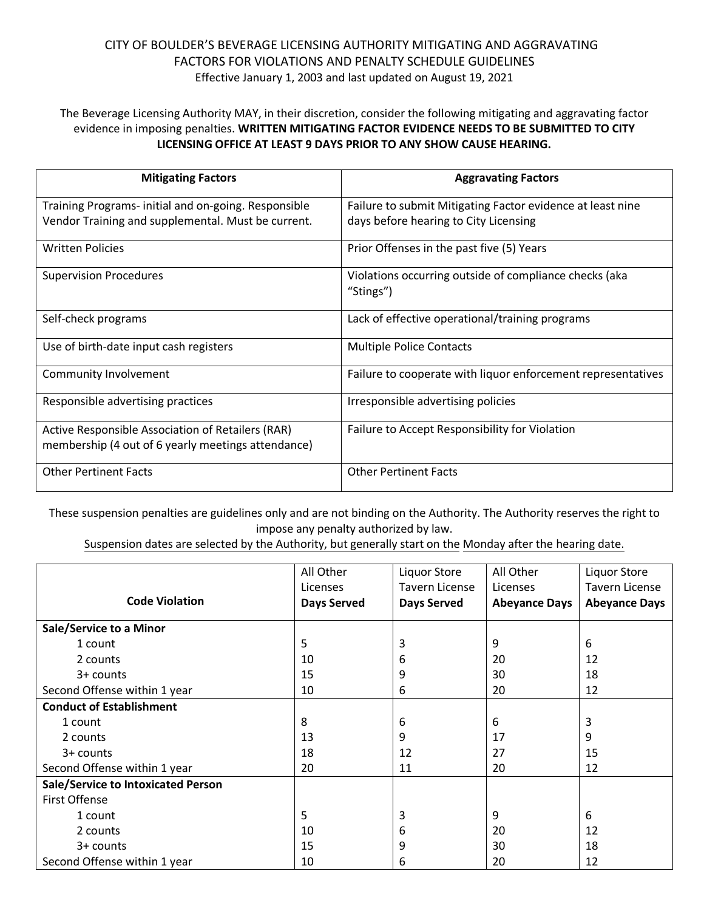CITY OF BOULDER'S BEVERAGE LICENSING AUTHORITY MITIGATING AND AGGRAVATING FACTORS FOR VIOLATIONS AND PENALTY SCHEDULE GUIDELINES

Effective January 1, 2003 and last updated on August 19, 2021

The Beverage Licensing Authority MAY, in their discretion, consider the following mitigating and aggravating factor evidence in imposing penalties. **WRITTEN MITIGATING FACTOR EVIDENCE NEEDS TO BE SUBMITTED TO CITY LICENSING OFFICE AT LEAST 9 DAYS PRIOR TO ANY SHOW CAUSE HEARING.**

| Mitigating Factors | Aggravating Factors |
|---|---|
| Training Programs- initial and on-going. Responsible Vendor Training and supplemental. Must be current. | Failure to submit Mitigating Factor evidence at least nine days before hearing to City Licensing |
| Written Policies | Prior Offenses in the past five (5) Years |
| Supervision Procedures | Violations occurring outside of compliance checks (aka "Stings") |
| Self-check programs | Lack of effective operational/training programs |
| Use of birth-date input cash registers | Multiple Police Contacts |
| Community Involvement | Failure to cooperate with liquor enforcement representatives |
| Responsible advertising practices | Irresponsible advertising policies |
| Active Responsible Association of Retailers (RAR) membership (4 out of 6 yearly meetings attendance) | Failure to Accept Responsibility for Violation |
| Other Pertinent Facts | Other Pertinent Facts |

These suspension penalties are guidelines only and are not binding on the Authority. The Authority reserves the right to impose any penalty authorized by law.

Suspension dates are selected by the Authority, but generally start on the Monday after the hearing date.

| Code Violation | All Other Licenses **Days Served** | Liquor Store Tavern License **Days Served** | All Other Licenses **Abeyance Days** | Liquor Store Tavern License **Abeyance Days** |
|---|---|---|---|---|
| **Sale/Service to a Minor** | | | | |
| 1 count | 5 | 3 | 9 | 6 |
| 2 counts | 10 | 6 | 20 | 12 |
| 3+ counts | 15 | 9 | 30 | 18 |
| Second Offense within 1 year | 10 | 6 | 20 | 12 |
| **Conduct of Establishment** | | | | |
| 1 count | 8 | 6 | 6 | 3 |
| 2 counts | 13 | 9 | 17 | 9 |
| 3+ counts | 18 | 12 | 27 | 15 |
| Second Offense within 1 year | 20 | 11 | 20 | 12 |
| **Sale/Service to Intoxicated Person** | | | | |
| First Offense | | | | |
| 1 count | 5 | 3 | 9 | 6 |
| 2 counts | 10 | 6 | 20 | 12 |
| 3+ counts | 15 | 9 | 30 | 18 |
| Second Offense within 1 year | 10 | 6 | 20 | 12 |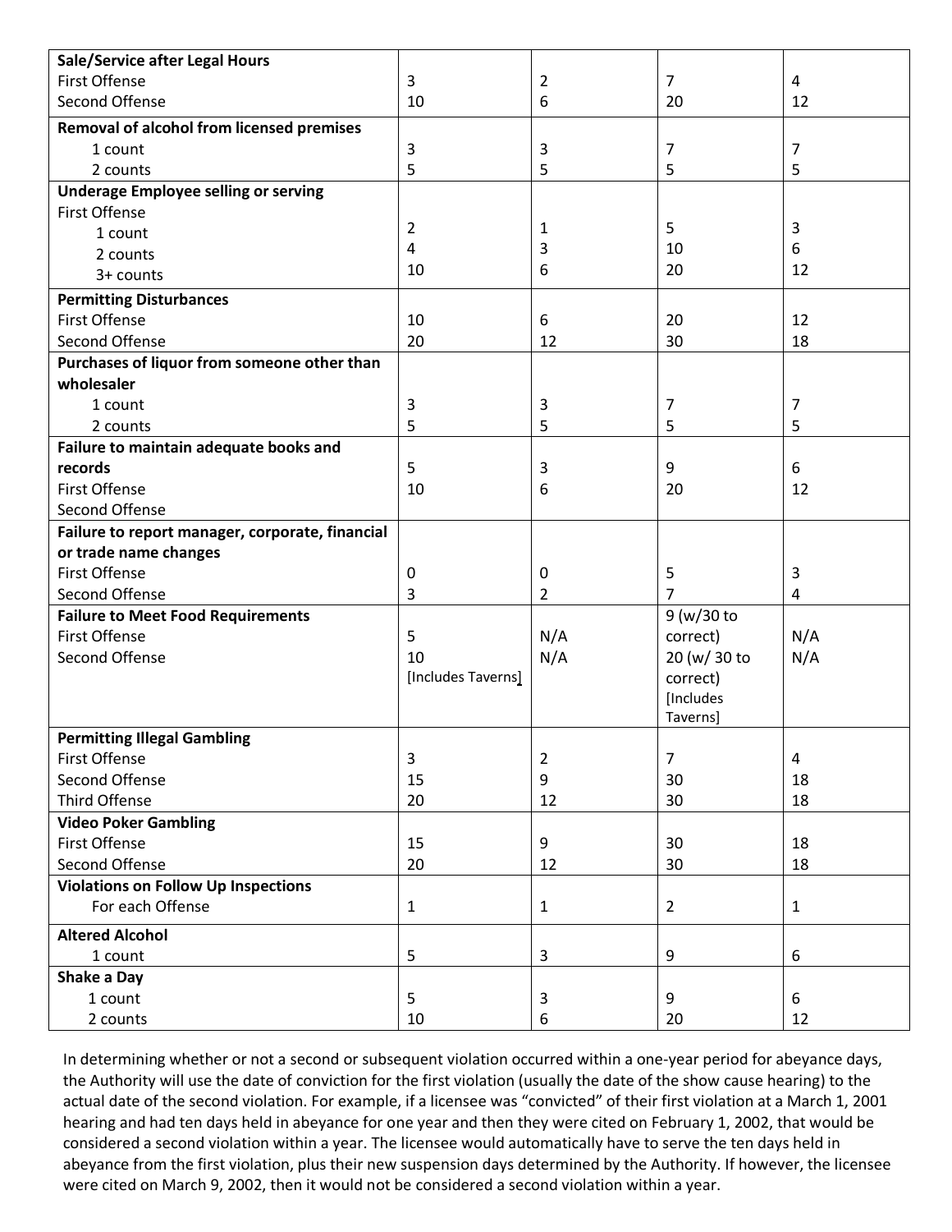| | | | | |
|---|---|---|---|---|
| **Sale/Service after Legal Hours** | | | | |
| First Offense | 3 | 2 | 7 | 4 |
| Second Offense | 10 | 6 | 20 | 12 |
| **Removal of alcohol from licensed premises** | | | | |
| 1 count | 3 | 3 | 7 | 7 |
| 2 counts | 5 | 5 | 5 | 5 |
| **Underage Employee selling or serving** | | | | |
| First Offense | | | | |
| 1 count | 2 | 1 | 5 | 3 |
| 2 counts | 4 | 3 | 10 | 6 |
| 3+ counts | 10 | 6 | 20 | 12 |
| **Permitting Disturbances** | | | | |
| First Offense | 10 | 6 | 20 | 12 |
| Second Offense | 20 | 12 | 30 | 18 |
| **Purchases of liquor from someone other than wholesaler** | | | | |
| 1 count | 3 | 3 | 7 | 7 |
| 2 counts | 5 | 5 | 5 | 5 |
| **Failure to maintain adequate books and records** | | | | |
| First Offense | 5 | 3 | 9 | 6 |
| Second Offense | 10 | 6 | 20 | 12 |
| **Failure to report manager, corporate, financial or trade name changes** | | | | |
| First Offense | 0 | 0 | 5 | 3 |
| Second Offense | 3 | 2 | 7 | 4 |
| **Failure to Meet Food Requirements** | | | | |
| First Offense | 5 | N/A | 9 (w/30 to correct) | N/A |
| Second Offense | 10 [Includes Taverns] | N/A | 20 (w/ 30 to correct) [Includes Taverns] | N/A |
| **Permitting Illegal Gambling** | | | | |
| First Offense | 3 | 2 | 7 | 4 |
| Second Offense | 15 | 9 | 30 | 18 |
| Third Offense | 20 | 12 | 30 | 18 |
| **Video Poker Gambling** | | | | |
| First Offense | 15 | 9 | 30 | 18 |
| Second Offense | 20 | 12 | 30 | 18 |
| **Violations on Follow Up Inspections** | | | | |
| For each Offense | 1 | 1 | 2 | 1 |
| **Altered Alcohol** | | | | |
| 1 count | 5 | 3 | 9 | 6 |
| **Shake a Day** | | | | |
| 1 count | 5 | 3 | 9 | 6 |
| 2 counts | 10 | 6 | 20 | 12 |

In determining whether or not a second or subsequent violation occurred within a one-year period for abeyance days, the Authority will use the date of conviction for the first violation (usually the date of the show cause hearing) to the actual date of the second violation. For example, if a licensee was "convicted" of their first violation at a March 1, 2001 hearing and had ten days held in abeyance for one year and then they were cited on February 1, 2002, that would be considered a second violation within a year. The licensee would automatically have to serve the ten days held in abeyance from the first violation, plus their new suspension days determined by the Authority. If however, the licensee were cited on March 9, 2002, then it would not be considered a second violation within a year.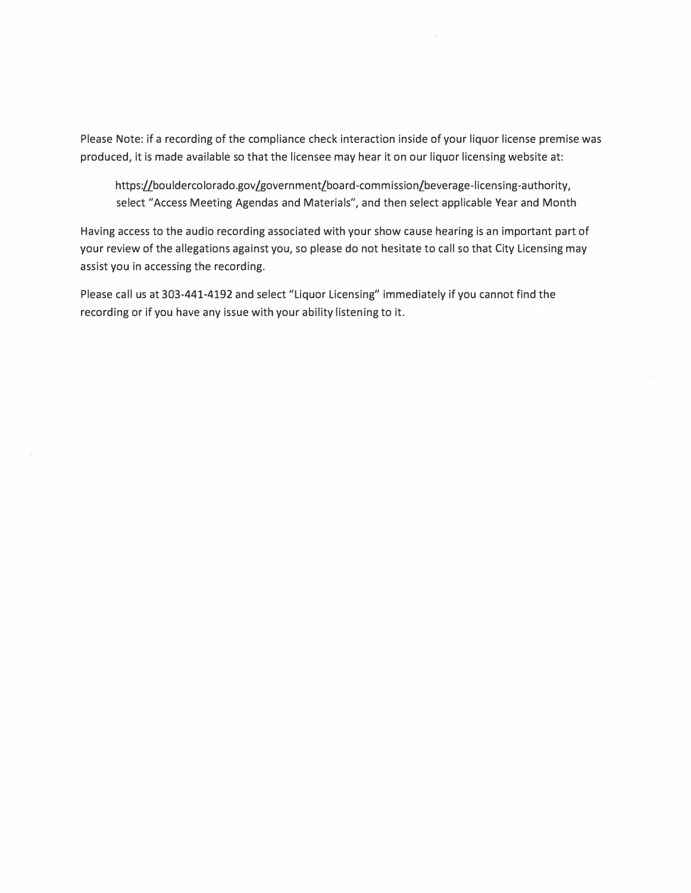Please Note: if a recording of the compliance check interaction inside of your liquor license premise was produced, it is made available so that the licensee may hear it on our liquor licensing website at:

> https://bouldercolorado.gov/government/board-commission/beverage-licensing-authority, select "Access Meeting Agendas and Materials", and then select applicable Year and Month

Having access to the audio recording associated with your show cause hearing is an important part of your review of the allegations against you, so please do not hesitate to call so that City Licensing may assist you in accessing the recording.

Please call us at 303-441-4192 and select "Liquor Licensing" immediately if you cannot find the recording or if you have any issue with your ability listening to it.